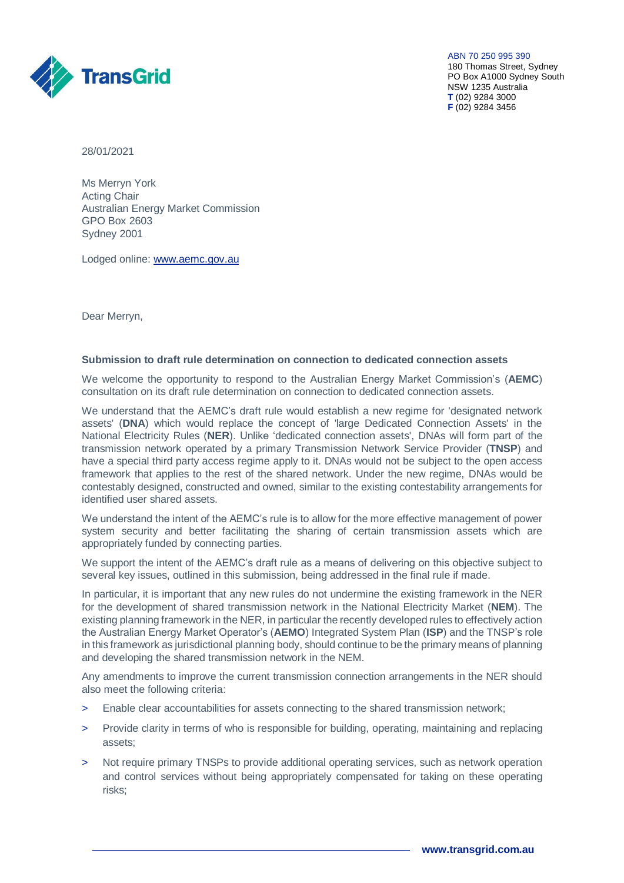TransGrid

ABN 70 250 995 390
180 Thomas Street, Sydney
PO Box A1000 Sydney South
NSW 1235 Australia
**T** (02) 9284 3000
**F** (02) 9284 3456

28/01/2021

Ms Merryn York
Acting Chair
Australian Energy Market Commission
GPO Box 2603
Sydney 2001

Lodged online: [www.aemc.gov.au](http://www.aemc.gov.au)

Dear Merryn,

**Submission to draft rule determination on connection to dedicated connection assets**

We welcome the opportunity to respond to the Australian Energy Market Commission's (**AEMC**) consultation on its draft rule determination on connection to dedicated connection assets.

We understand that the AEMC's draft rule would establish a new regime for 'designated network assets' (**DNA**) which would replace the concept of 'large Dedicated Connection Assets' in the National Electricity Rules (**NER**). Unlike 'dedicated connection assets', DNAs will form part of the transmission network operated by a primary Transmission Network Service Provider (**TNSP**) and have a special third party access regime apply to it. DNAs would not be subject to the open access framework that applies to the rest of the shared network. Under the new regime, DNAs would be contestably designed, constructed and owned, similar to the existing contestability arrangements for identified user shared assets.

We understand the intent of the AEMC's rule is to allow for the more effective management of power system security and better facilitating the sharing of certain transmission assets which are appropriately funded by connecting parties.

We support the intent of the AEMC's draft rule as a means of delivering on this objective subject to several key issues, outlined in this submission, being addressed in the final rule if made.

In particular, it is important that any new rules do not undermine the existing framework in the NER for the development of shared transmission network in the National Electricity Market (**NEM**). The existing planning framework in the NER, in particular the recently developed rules to effectively action the Australian Energy Market Operator's (**AEMO**) Integrated System Plan (**ISP**) and the TNSP's role in this framework as jurisdictional planning body, should continue to be the primary means of planning and developing the shared transmission network in the NEM.

Any amendments to improve the current transmission connection arrangements in the NER should also meet the following criteria:

- Enable clear accountabilities for assets connecting to the shared transmission network;
- Provide clarity in terms of who is responsible for building, operating, maintaining and replacing assets;
- Not require primary TNSPs to provide additional operating services, such as network operation and control services without being appropriately compensated for taking on these operating risks;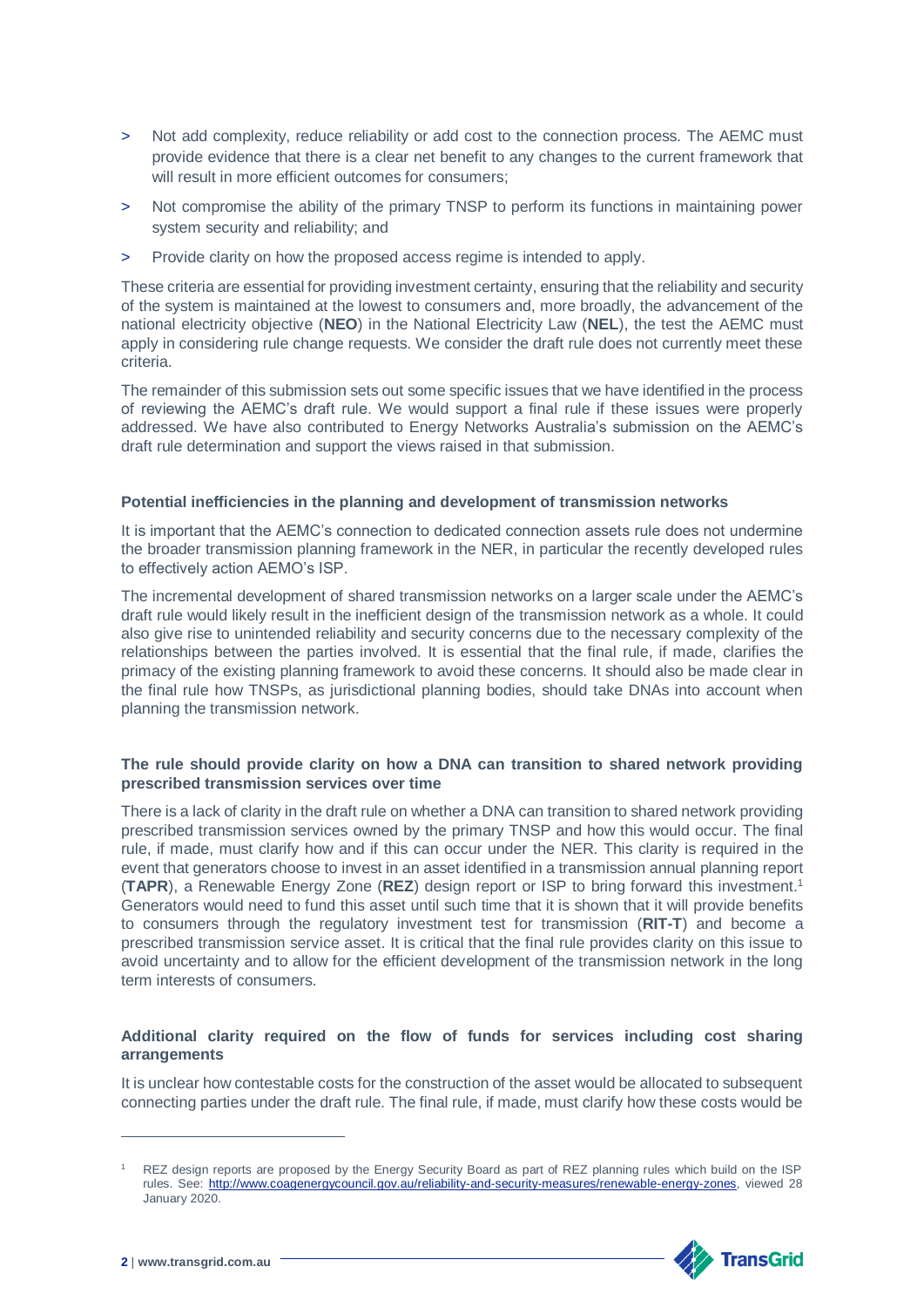- Not add complexity, reduce reliability or add cost to the connection process. The AEMC must provide evidence that there is a clear net benefit to any changes to the current framework that will result in more efficient outcomes for consumers;
- Not compromise the ability of the primary TNSP to perform its functions in maintaining power system security and reliability; and
- Provide clarity on how the proposed access regime is intended to apply.

These criteria are essential for providing investment certainty, ensuring that the reliability and security of the system is maintained at the lowest to consumers and, more broadly, the advancement of the national electricity objective (**NEO**) in the National Electricity Law (**NEL**), the test the AEMC must apply in considering rule change requests. We consider the draft rule does not currently meet these criteria.

The remainder of this submission sets out some specific issues that we have identified in the process of reviewing the AEMC's draft rule. We would support a final rule if these issues were properly addressed. We have also contributed to Energy Networks Australia's submission on the AEMC's draft rule determination and support the views raised in that submission.

### Potential inefficiencies in the planning and development of transmission networks

It is important that the AEMC's connection to dedicated connection assets rule does not undermine the broader transmission planning framework in the NER, in particular the recently developed rules to effectively action AEMO's ISP.

The incremental development of shared transmission networks on a larger scale under the AEMC's draft rule would likely result in the inefficient design of the transmission network as a whole. It could also give rise to unintended reliability and security concerns due to the necessary complexity of the relationships between the parties involved. It is essential that the final rule, if made, clarifies the primacy of the existing planning framework to avoid these concerns. It should also be made clear in the final rule how TNSPs, as jurisdictional planning bodies, should take DNAs into account when planning the transmission network.

### The rule should provide clarity on how a DNA can transition to shared network providing prescribed transmission services over time

There is a lack of clarity in the draft rule on whether a DNA can transition to shared network providing prescribed transmission services owned by the primary TNSP and how this would occur. The final rule, if made, must clarify how and if this can occur under the NER. This clarity is required in the event that generators choose to invest in an asset identified in a transmission annual planning report (**TAPR**), a Renewable Energy Zone (**REZ**) design report or ISP to bring forward this investment.[1] Generators would need to fund this asset until such time that it is shown that it will provide benefits to consumers through the regulatory investment test for transmission (**RIT-T**) and become a prescribed transmission service asset. It is critical that the final rule provides clarity on this issue to avoid uncertainty and to allow for the efficient development of the transmission network in the long term interests of consumers.

### Additional clarity required on the flow of funds for services including cost sharing arrangements

It is unclear how contestable costs for the construction of the asset would be allocated to subsequent connecting parties under the draft rule. The final rule, if made, must clarify how these costs would be

---

[1] REZ design reports are proposed by the Energy Security Board as part of REZ planning rules which build on the ISP rules. See: http://www.coagenergycouncil.gov.au/reliability-and-security-measures/renewable-energy-zones, viewed 28 January 2020.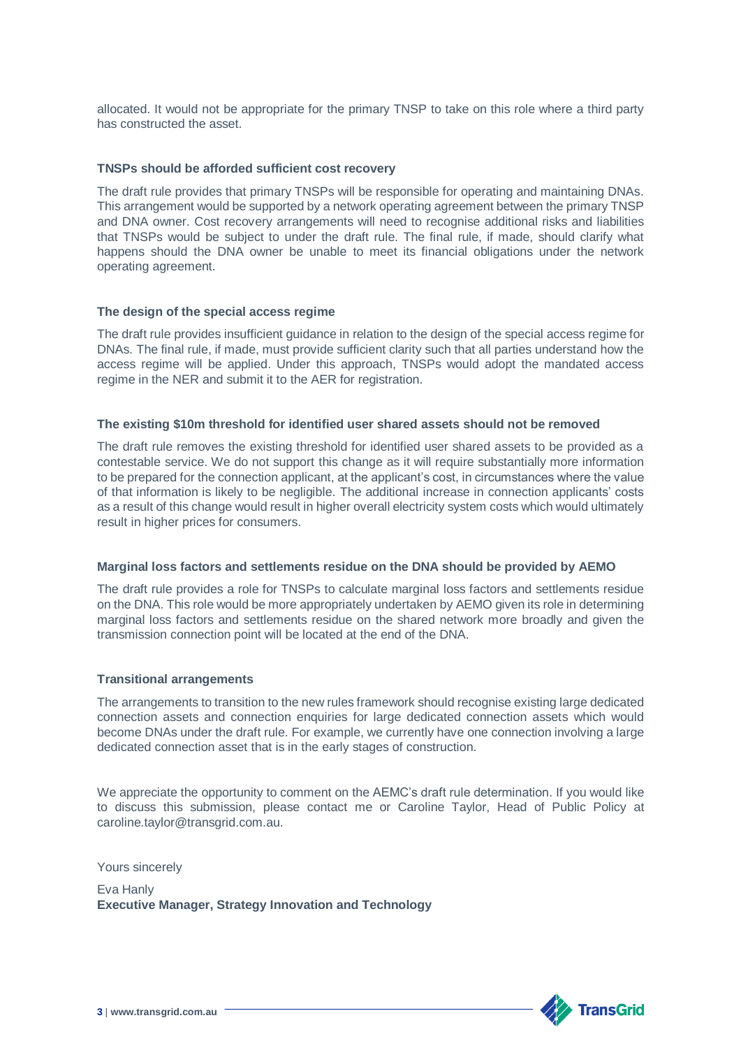allocated. It would not be appropriate for the primary TNSP to take on this role where a third party has constructed the asset.

**TNSPs should be afforded sufficient cost recovery**

The draft rule provides that primary TNSPs will be responsible for operating and maintaining DNAs. This arrangement would be supported by a network operating agreement between the primary TNSP and DNA owner. Cost recovery arrangements will need to recognise additional risks and liabilities that TNSPs would be subject to under the draft rule. The final rule, if made, should clarify what happens should the DNA owner be unable to meet its financial obligations under the network operating agreement.

**The design of the special access regime**

The draft rule provides insufficient guidance in relation to the design of the special access regime for DNAs. The final rule, if made, must provide sufficient clarity such that all parties understand how the access regime will be applied. Under this approach, TNSPs would adopt the mandated access regime in the NER and submit it to the AER for registration.

**The existing $10m threshold for identified user shared assets should not be removed**

The draft rule removes the existing threshold for identified user shared assets to be provided as a contestable service. We do not support this change as it will require substantially more information to be prepared for the connection applicant, at the applicant's cost, in circumstances where the value of that information is likely to be negligible. The additional increase in connection applicants' costs as a result of this change would result in higher overall electricity system costs which would ultimately result in higher prices for consumers.

**Marginal loss factors and settlements residue on the DNA should be provided by AEMO**

The draft rule provides a role for TNSPs to calculate marginal loss factors and settlements residue on the DNA. This role would be more appropriately undertaken by AEMO given its role in determining marginal loss factors and settlements residue on the shared network more broadly and given the transmission connection point will be located at the end of the DNA.

**Transitional arrangements**

The arrangements to transition to the new rules framework should recognise existing large dedicated connection assets and connection enquiries for large dedicated connection assets which would become DNAs under the draft rule. For example, we currently have one connection involving a large dedicated connection asset that is in the early stages of construction.

We appreciate the opportunity to comment on the AEMC's draft rule determination. If you would like to discuss this submission, please contact me or Caroline Taylor, Head of Public Policy at caroline.taylor@transgrid.com.au.

Yours sincerely

Eva Hanly
**Executive Manager, Strategy Innovation and Technology**